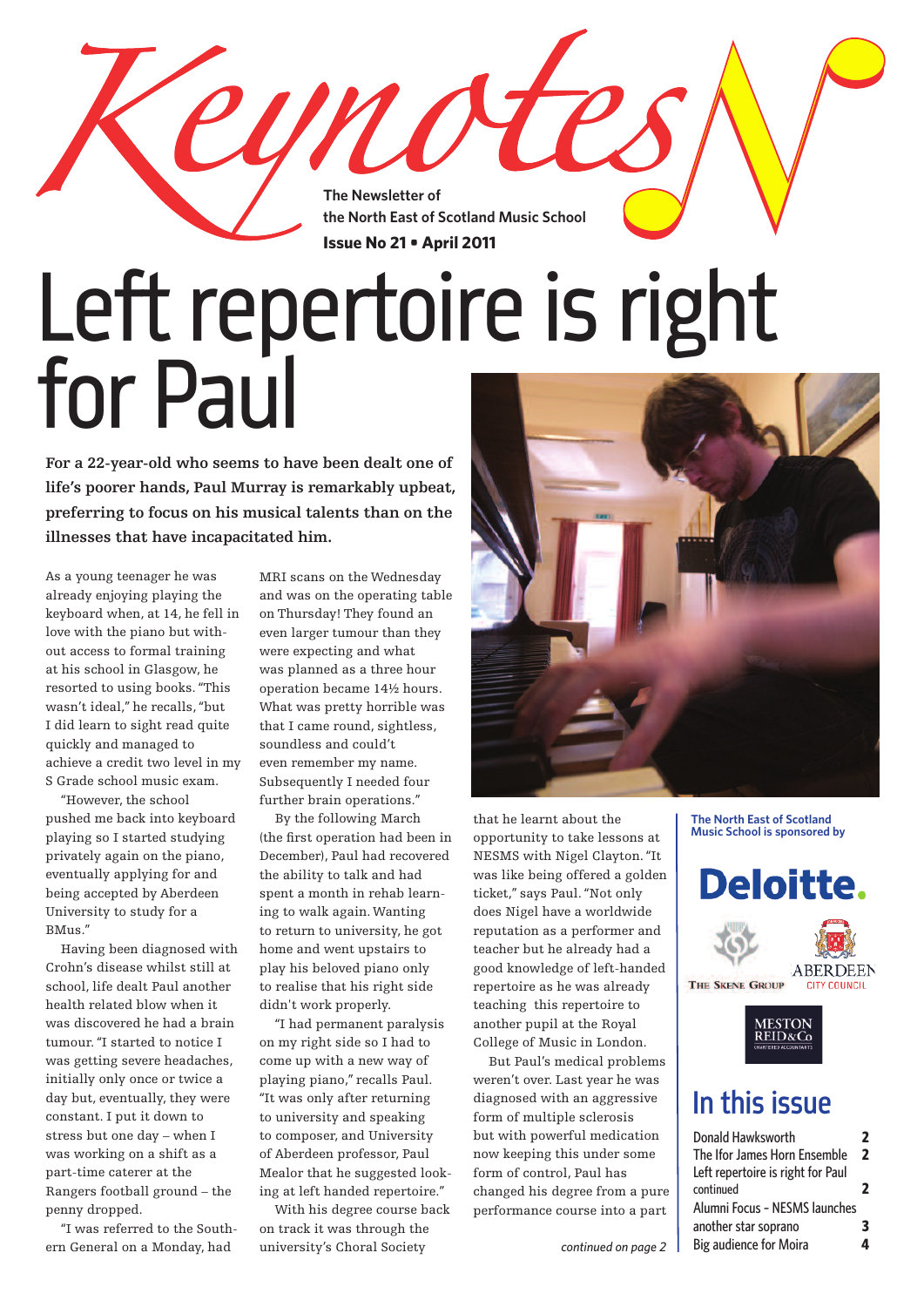# Keynotes

The Newsletter of the North East of Scotland Music School

**Issue No 21 • April 2011**

# Left repertoire is right for Paul

**For a 22-year-old who seems to have been dealt one of life's poorer hands, Paul Murray is remarkably upbeat, preferring to focus on his musical talents than on the illnesses that have incapacitated him.**

As a young teenager he was already enjoying playing the keyboard when, at 14, he fell in love with the piano but without access to formal training at his school in Glasgow, he resorted to using books. "This wasn't ideal," he recalls, "but I did learn to sight read quite quickly and managed to achieve a credit two level in my S Grade school music exam.

"However, the school pushed me back into keyboard playing so I started studying privately again on the piano, eventually applying for and being accepted by Aberdeen University to study for a BMus."

Having been diagnosed with Crohn's disease whilst still at school, life dealt Paul another health related blow when it was discovered he had a brain tumour. "I started to notice I was getting severe headaches, initially only once or twice a day but, eventually, they were constant. I put it down to stress but one day – when I was working on a shift as a part-time caterer at the Rangers football ground – the penny dropped.

"I was referred to the Southern General on a Monday, had MRI scans on the Wednesday and was on the operating table on Thursday! They found an even larger tumour than they were expecting and what was planned as a three hour operation became 14½ hours. What was pretty horrible was that I came round, sightless, soundless and couldn't even remember my name. Subsequently I needed four further brain operations."

By the following March (the first operation had been in December), Paul had recovered the ability to talk and had spent a month in rehab learning to walk again. Wanting to return to university, he got home and went upstairs to play his beloved piano only to realise that his right side didn't work properly.

"I had permanent paralysis on my right side so I had to come up with a new way of playing piano," recalls Paul. "It was only after returning to university and speaking to composer, and University of Aberdeen professor, Paul Mealor that he suggested looking at left handed repertoire."

With his degree course back on track it was through the university's Choral Society that he learnt about the opportunity to take lessons at NESMS with Nigel Clayton. "It was like being offered a golden ticket," says Paul. "Not only does Nigel have a worldwide reputation as a performer and teacher but he already had a good knowledge of left-handed repertoire as he was already teaching this repertoire to another pupil at the Royal College of Music in London.

But Paul's medical problems weren't over. Last year he was diagnosed with an aggressive form of multiple sclerosis but with powerful medication now keeping this under some form of control, Paul has changed his degree from a pure performance course into a part

*continued on page 2*

**The North East of Scotland Music School is sponsored by**

Deloitte.

The Skene Group

Aberdeen City Council

Meston Reid & Co Chartered Accountants

## In this issue

| | |
|---|---|
| Donald Hawksworth | 2 |
| The Ifor James Horn Ensemble | 2 |
| Left repertoire is right for Paul continued | 2 |
| Alumni Focus - NESMS launches another star soprano | 3 |
| Big audience for Moira | 4 |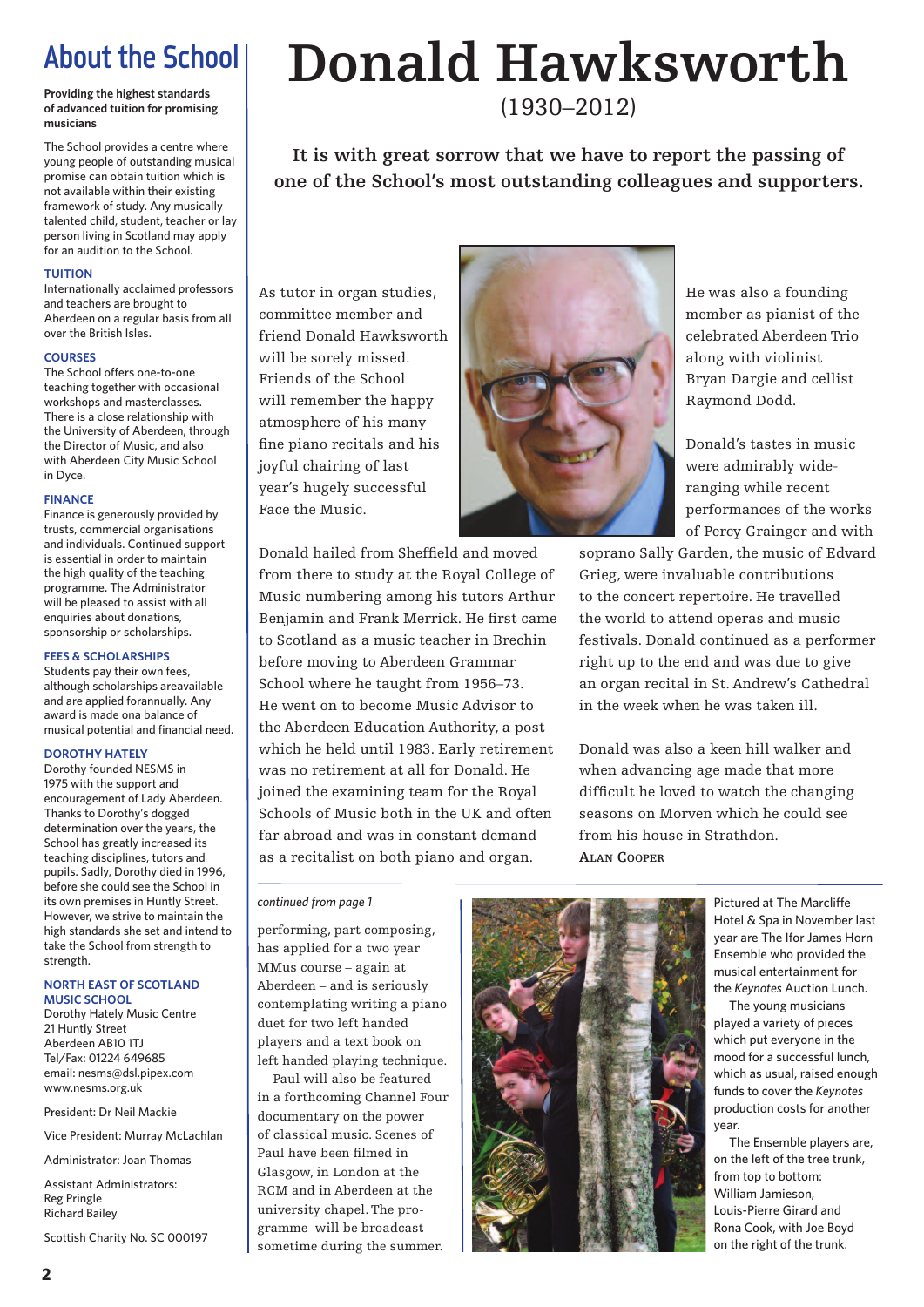# About the School

**Providing the highest standards of advanced tuition for promising musicians**

The School provides a centre where young people of outstanding musical promise can obtain tuition which is not available within their existing framework of study. Any musically talented child, student, teacher or lay person living in Scotland may apply for an audition to the School.

### TUITION

Internationally acclaimed professors and teachers are brought to Aberdeen on a regular basis from all over the British Isles.

### COURSES

The School offers one-to-one teaching together with occasional workshops and masterclasses. There is a close relationship with the University of Aberdeen, through the Director of Music, and also with Aberdeen City Music School in Dyce.

### FINANCE

Finance is generously provided by trusts, commercial organisations and individuals. Continued support is essential in order to maintain the high quality of the teaching programme. The Administrator will be pleased to assist with all enquiries about donations, sponsorship or scholarships.

### FEES & SCHOLARSHIPS

Students pay their own fees, although scholarships areavailable and are applied forannually. Any award is made ona balance of musical potential and financial need.

### DOROTHY HATELY

Dorothy founded NESMS in 1975 with the support and encouragement of Lady Aberdeen. Thanks to Dorothy's dogged determination over the years, the School has greatly increased its teaching disciplines, tutors and pupils. Sadly, Dorothy died in 1996, before she could see the School in its own premises in Huntly Street. However, we strive to maintain the high standards she set and intend to take the School from strength to strength.

### NORTH EAST OF SCOTLAND MUSIC SCHOOL

Dorothy Hately Music Centre
21 Huntly Street
Aberdeen AB10 1TJ
Tel/Fax: 01224 649685
email: nesms@dsl.pipex.com
www.nesms.org.uk

President: Dr Neil Mackie

Vice President: Murray McLachlan

Administrator: Joan Thomas

Assistant Administrators:
Reg Pringle
Richard Bailey

Scottish Charity No. SC 000197

# Donald Hawksworth

(1930–2012)

**It is with great sorrow that we have to report the passing of one of the School's most outstanding colleagues and supporters.**

As tutor in organ studies, committee member and friend Donald Hawksworth will be sorely missed. Friends of the School will remember the happy atmosphere of his many fine piano recitals and his joyful chairing of last year's hugely successful Face the Music.

Donald hailed from Sheffield and moved from there to study at the Royal College of Music numbering among his tutors Arthur Benjamin and Frank Merrick. He first came to Scotland as a music teacher in Brechin before moving to Aberdeen Grammar School where he taught from 1956–73. He went on to become Music Advisor to the Aberdeen Education Authority, a post which he held until 1983. Early retirement was no retirement at all for Donald. He joined the examining team for the Royal Schools of Music both in the UK and often far abroad and was in constant demand as a recitalist on both piano and organ.

He was also a founding member as pianist of the celebrated Aberdeen Trio along with violinist Bryan Dargie and cellist Raymond Dodd.

Donald's tastes in music were admirably wide-ranging while recent performances of the works of Percy Grainger and with soprano Sally Garden, the music of Edvard Grieg, were invaluable contributions to the concert repertoire. He travelled the world to attend operas and music festivals. Donald continued as a performer right up to the end and was due to give an organ recital in St. Andrew's Cathedral in the week when he was taken ill.

Donald was also a keen hill walker and when advancing age made that more difficult he loved to watch the changing seasons on Morven which he could see from his house in Strathdon.

ALAN COOPER

*continued from page 1*

performing, part composing, has applied for a two year MMus course – again at Aberdeen – and is seriously contemplating writing a piano duet for two left handed players and a text book on left handed playing technique.

Paul will also be featured in a forthcoming Channel Four documentary on the power of classical music. Scenes of Paul have been filmed in Glasgow, in London at the RCM and in Aberdeen at the university chapel. The programme will be broadcast sometime during the summer.

Pictured at The Marcliffe Hotel & Spa in November last year are The Ifor James Horn Ensemble who provided the musical entertainment for the *Keynotes* Auction Lunch.

The young musicians played a variety of pieces which put everyone in the mood for a successful lunch, which as usual, raised enough funds to cover the *Keynotes* production costs for another year.

The Ensemble players are, on the left of the tree trunk, from top to bottom: William Jamieson, Louis-Pierre Girard and Rona Cook, with Joe Boyd on the right of the trunk.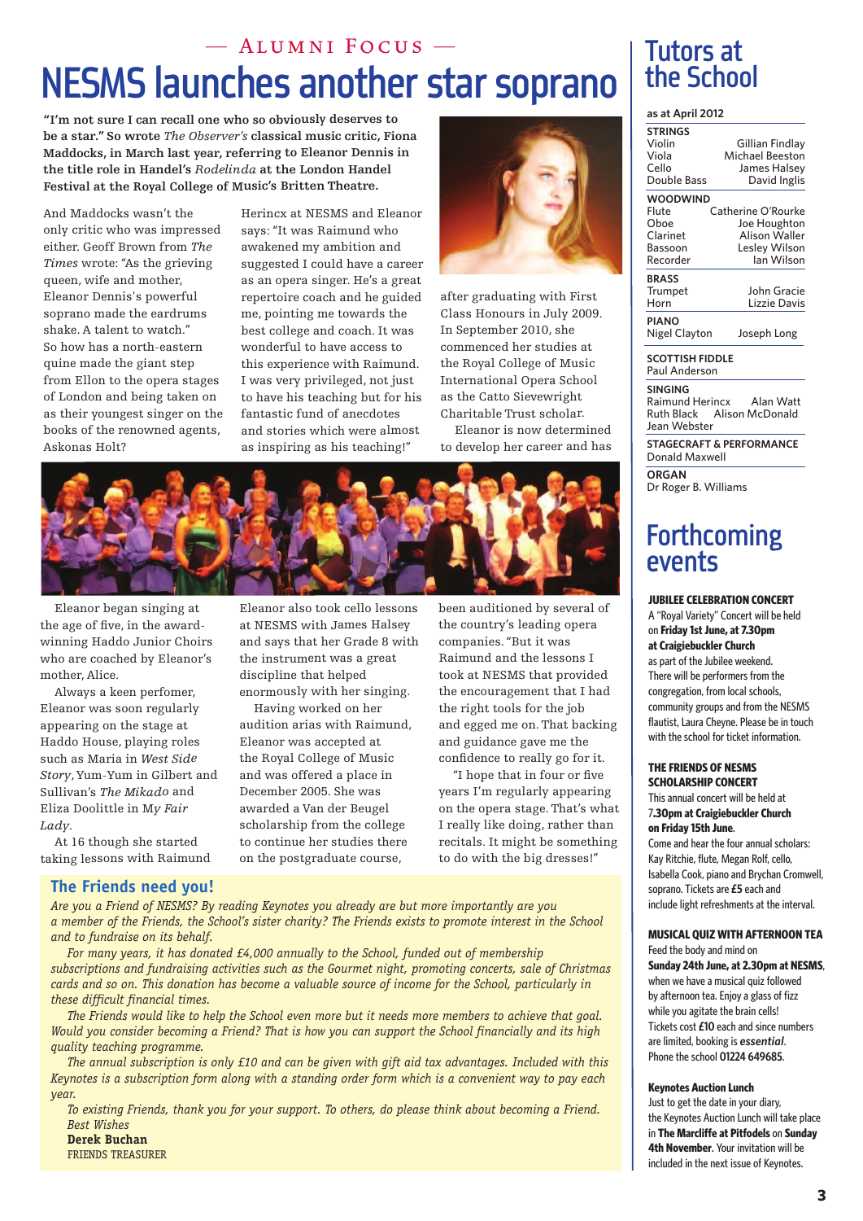— Alumni Focus —

# NESMS launches another star soprano

**"I'm not sure I can recall one who so obviously deserves to be a star." So wrote *The Observer's* classical music critic, Fiona Maddocks, in March last year, referring to Eleanor Dennis in the title role in Handel's *Rodelinda* at the London Handel Festival at the Royal College of Music's Britten Theatre.**

And Maddocks wasn't the only critic who was impressed either. Geoff Brown from *The Times* wrote: "As the grieving queen, wife and mother, Eleanor Dennis's powerful soprano made the eardrums shake. A talent to watch." So how has a north-eastern quine made the giant step from Ellon to the opera stages of London and being taken on as their youngest singer on the books of the renowned agents, Askonas Holt?

Eleanor began singing at the age of five, in the award-winning Haddo Junior Choirs who are coached by Eleanor's mother, Alice.

Always a keen perfomer, Eleanor was soon regularly appearing on the stage at Haddo House, playing roles such as Maria in *West Side Story*, Yum-Yum in Gilbert and Sullivan's *The Mikado* and Eliza Doolittle in *My Fair Lady*.

At 16 though she started taking lessons with Raimund Herincx at NESMS and Eleanor says: "It was Raimund who awakened my ambition and suggested I could have a career as an opera singer. He's a great repertoire coach and he guided me, pointing me towards the best college and coach. It was wonderful to have access to this experience with Raimund. I was very privileged, not just to have his teaching but for his fantastic fund of anecdotes and stories which were almost as inspiring as his teaching!"

Eleanor also took cello lessons at NESMS with James Halsey and says that her Grade 8 with the instrument was a great discipline that helped enormously with her singing.

Having worked on her audition arias with Raimund, Eleanor was accepted at the Royal College of Music and was offered a place in December 2005. She was awarded a Van der Beugel scholarship from the college to continue her studies there on the postgraduate course, after graduating with First Class Honours in July 2009. In September 2010, she commenced her studies at the Royal College of Music International Opera School as the Catto Sievewright Charitable Trust scholar.

Eleanor is now determined to develop her career and has been auditioned by several of the country's leading opera companies. "But it was Raimund and the lessons I took at NESMS that provided the encouragement that I had the right tools for the job and egged me on. That backing and guidance gave me the confidence to really go for it.

"I hope that in four or five years I'm regularly appearing on the opera stage. That's what I really like doing, rather than recitals. It might be something to do with the big dresses!"

## The Friends need you!

*Are you a Friend of NESMS? By reading Keynotes you already are but more importantly are you a member of the Friends, the School's sister charity? The Friends exists to promote interest in the School and to fundraise on its behalf.*

*For many years, it has donated £4,000 annually to the School, funded out of membership subscriptions and fundraising activities such as the Gourmet night, promoting concerts, sale of Christmas cards and so on. This donation has become a valuable source of income for the School, particularly in these difficult financial times.*

*The Friends would like to help the School even more but it needs more members to achieve that goal. Would you consider becoming a Friend? That is how you can support the School financially and its high quality teaching programme.*

*The annual subscription is only £10 and can be given with gift aid tax advantages. Included with this Keynotes is a subscription form along with a standing order form which is a convenient way to pay each year.*

*To existing Friends, thank you for your support. To others, do please think about becoming a Friend.*
*Best Wishes*
**Derek Buchan**
FRIENDS TREASURER

# Tutors at the School

**as at April 2012**

**STRINGS**
- Violin — Gillian Findlay
- Viola — Michael Beeston
- Cello — James Halsey
- Double Bass — David Inglis

**WOODWIND**
- Flute — Catherine O'Rourke
- Oboe — Joe Houghton
- Clarinet — Alison Waller
- Bassoon — Lesley Wilson
- Recorder — Ian Wilson

**BRASS**
- Trumpet — John Gracie
- Horn — Lizzie Davis

**PIANO**
Nigel Clayton, Joseph Long

**SCOTTISH FIDDLE**
Paul Anderson

**SINGING**
Raimund Herincx, Alan Watt, Ruth Black, Alison McDonald, Jean Webster

**STAGECRAFT & PERFORMANCE**
Donald Maxwell

**ORGAN**
Dr Roger B. Williams

# Forthcoming events

**JUBILEE CELEBRATION CONCERT**
A "Royal Variety" Concert will be held on **Friday 1st June, at 7.30pm at Craigiebuckler Church** as part of the Jubilee weekend. There will be performers from the congregation, from local schools, community groups and from the NESMS flautist, Laura Cheyne. Please be in touch with the school for ticket information.

**THE FRIENDS OF NESMS SCHOLARSHIP CONCERT**
This annual concert will be held at **7.30pm at Craigiebuckler Church on Friday 15th June**.
Come and hear the four annual scholars: Kay Ritchie, flute, Megan Rolf, cello, Isabella Cook, piano and Brychan Cromwell, soprano. Tickets are **£5** each and include light refreshments at the interval.

**MUSICAL QUIZ WITH AFTERNOON TEA**
Feed the body and mind on **Sunday 24th June, at 2.30pm at NESMS**, when we have a musical quiz followed by afternoon tea. Enjoy a glass of fizz while you agitate the brain cells! Tickets cost **£10** each and since numbers are limited, booking is ***essential***. Phone the school **01224 649685**.

**Keynotes Auction Lunch**
Just to get the date in your diary, the Keynotes Auction Lunch will take place in **The Marcliffe at Pitfodels** on **Sunday 4th November**. Your invitation will be included in the next issue of Keynotes.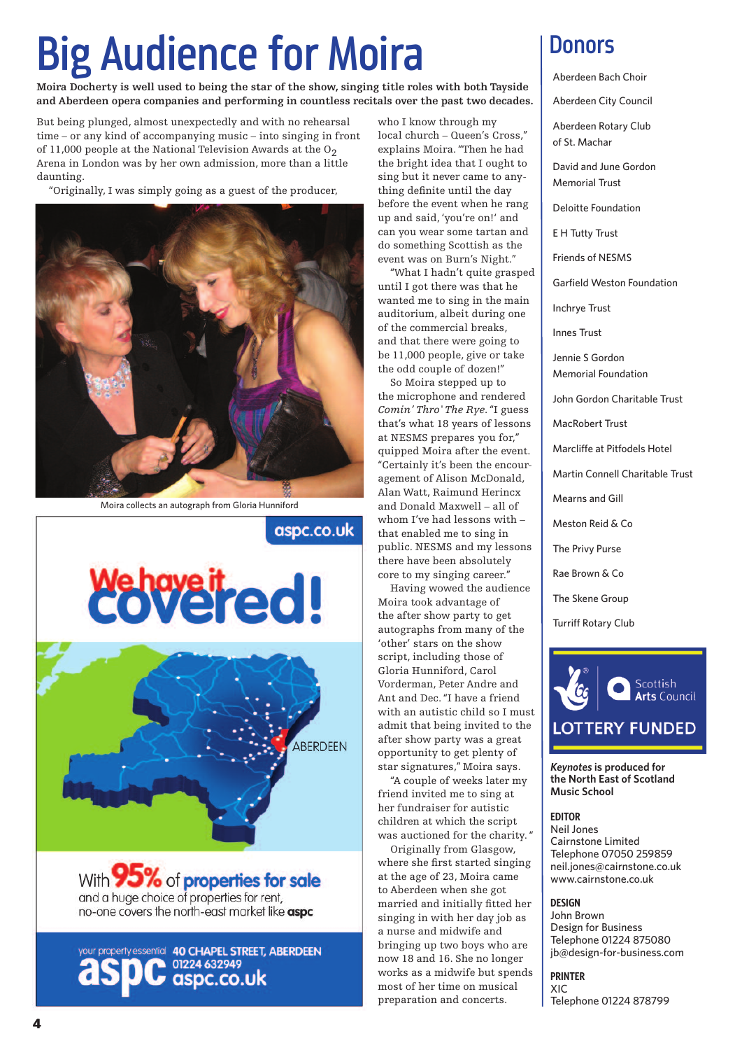# Big Audience for Moira

**Moira Docherty is well used to being the star of the show, singing title roles with both Tayside and Aberdeen opera companies and performing in countless recitals over the past two decades.**

But being plunged, almost unexpectedly and with no rehearsal time – or any kind of accompanying music – into singing in front of 11,000 people at the National Television Awards at the $O_2$ Arena in London was by her own admission, more than a little daunting.

"Originally, I was simply going as a guest of the producer, who I know through my local church – Queen's Cross," explains Moira. "Then he had the bright idea that I ought to sing but it never came to anything definite until the day before the event when he rang up and said, 'you're on!' and can you wear some tartan and do something Scottish as the event was on Burn's Night."

"What I hadn't quite grasped until I got there was that he wanted me to sing in the main auditorium, albeit during one of the commercial breaks, and that there were going to be 11,000 people, give or take the odd couple of dozen!"

So Moira stepped up to the microphone and rendered *Comin' Thro' The Rye*. "I guess that's what 18 years of lessons at NESMS prepares you for," quipped Moira after the event. "Certainly it's been the encouragement of Alison McDonald, Alan Watt, Alamund Herincx and Donald Maxwell – all of whom I've had lessons with – that enabled me to sing in public. NESMS and my lessons there have been absolutely core to my singing career."

Having wowed the audience Moira took advantage of the after show party to get autographs from many of the 'other' stars on the show script, including those of Gloria Hunniford, Carol Vorderman, Peter Andre and Ant and Dec. "I have a friend with an autistic child so I must admit that being invited to the after show party was a great opportunity to get plenty of star signatures," Moira says.

"A couple of weeks later my friend invited me to sing at her fundraiser for autistic children at which the script was auctioned for the charity."

Originally from Glasgow, where she first started singing at the age of 23, Moira came to Aberdeen when she got married and initially fitted her singing in with her day job as a nurse and midwife and bringing up two boys who are now 18 and 16. She no longer works as a midwife but spends most of her time on musical preparation and concerts.

Moira collects an autograph from Gloria Hunniford

aspc.co.uk

We have it covered!

ABERDEEN

With 95% of properties for sale and a huge choice of properties for rent, no-one covers the north-east market like aspc

your property essential aspc 40 CHAPEL STREET, ABERDEEN 01224 632949 aspc.co.uk

## Donors

- Aberdeen Bach Choir
- Aberdeen City Council
- Aberdeen Rotary Club of St. Machar
- David and June Gordon Memorial Trust
- Deloitte Foundation
- E H Tutty Trust
- Friends of NESMS
- Garfield Weston Foundation
- Inchrye Trust
- Innes Trust
- Jennie S Gordon Memorial Foundation
- John Gordon Charitable Trust
- MacRobert Trust
- Marcliffe at Pitfodels Hotel
- Martin Connell Charitable Trust
- Mearns and Gill
- Meston Reid & Co
- The Privy Purse
- Rae Brown & Co
- The Skene Group
- Turriff Rotary Club

Scottish Arts Council
LOTTERY FUNDED

***Keynotes* is produced for the North East of Scotland Music School**

**EDITOR**
Neil Jones
Cairnstone Limited
Telephone 07050 259859
neil.jones@cairnstone.co.uk
www.cairnstone.co.uk

**DESIGN**
John Brown
Design for Business
Telephone 01224 875080
jb@design-for-business.com

**PRINTER**
XIC
Telephone 01224 878799